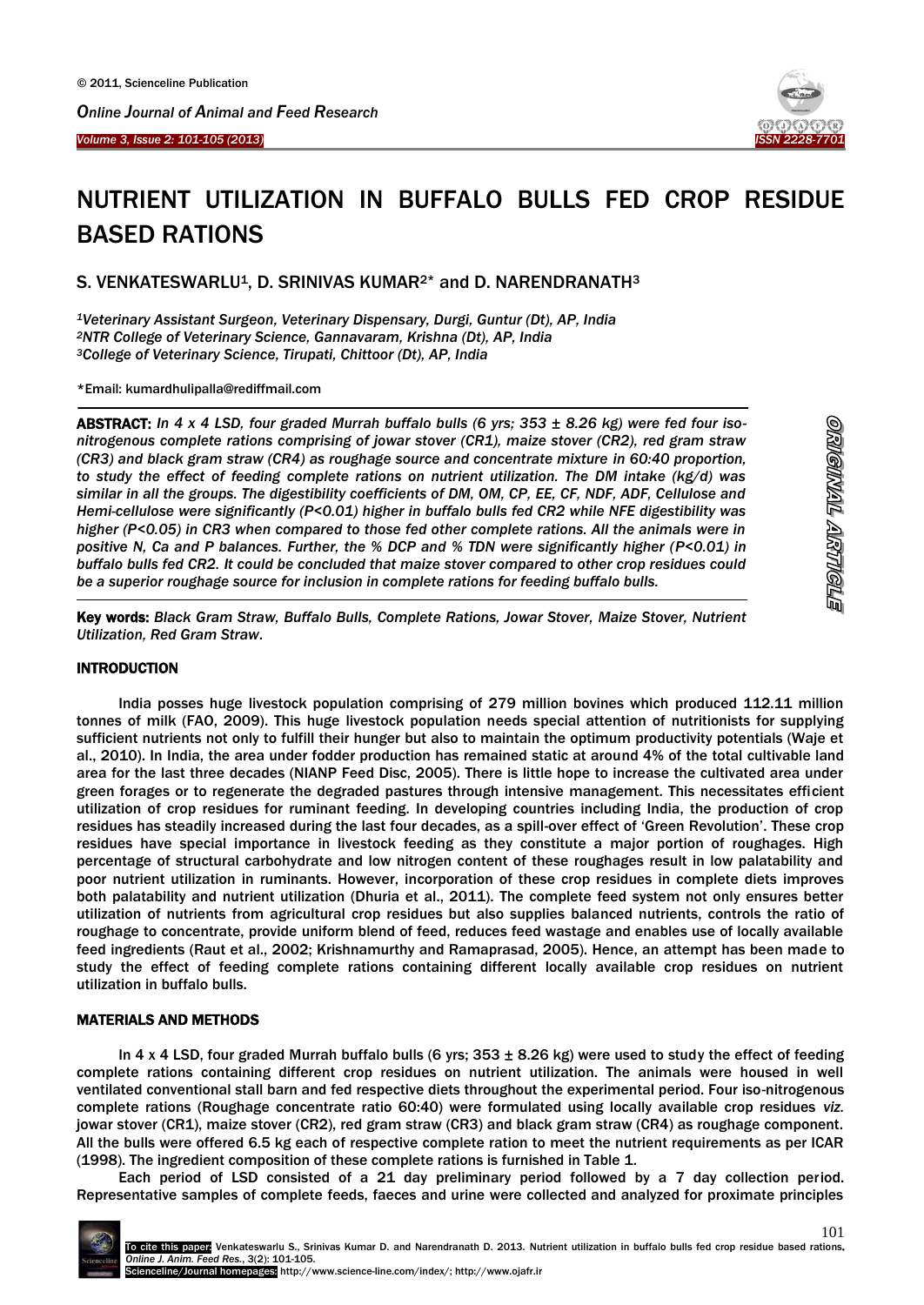# NUTRIENT UTILIZATION IN BUFFALO BULLS FED CROP RESIDUE BASED RATIONS

S. VENKATESWARLU[1], D. SRINIVAS KUMAR[2]* and D. NARENDRANATH[3]

*[1]Veterinary Assistant Surgeon, Veterinary Dispensary, Durgi, Guntur (Dt), AP, India*
*[2]NTR College of Veterinary Science, Gannavaram, Krishna (Dt), AP, India*
*[3]College of Veterinary Science, Tirupati, Chittoor (Dt), AP, India*

*Email: kumardhulipalla@rediffmail.com

ORIGINAL ARTICLE

**ABSTRACT:** *In 4 x 4 LSD, four graded Murrah buffalo bulls (6 yrs; 353 ± 8.26 kg) were fed four iso-nitrogenous complete rations comprising of jowar stover (CR1), maize stover (CR2), red gram straw (CR3) and black gram straw (CR4) as roughage source and concentrate mixture in 60:40 proportion, to study the effect of feeding complete rations on nutrient utilization. The DM intake (kg/d) was similar in all the groups. The digestibility coefficients of DM, OM, CP, EE, CF, NDF, ADF, Cellulose and Hemi-cellulose were significantly (P<0.01) higher in buffalo bulls fed CR2 while NFE digestibility was higher (P<0.05) in CR3 when compared to those fed other complete rations. All the animals were in positive N, Ca and P balances. Further, the % DCP and % TDN were significantly higher (P<0.01) in buffalo bulls fed CR2. It could be concluded that maize stover compared to other crop residues could be a superior roughage source for inclusion in complete rations for feeding buffalo bulls.*

**Key words:** *Black Gram Straw, Buffalo Bulls, Complete Rations, Jowar Stover, Maize Stover, Nutrient Utilization, Red Gram Straw.*

## INTRODUCTION

India posses huge livestock population comprising of 279 million bovines which produced 112.11 million tonnes of milk (FAO, 2009). This huge livestock population needs special attention of nutritionists for supplying sufficient nutrients not only to fulfill their hunger but also to maintain the optimum productivity potentials (Waje et al., 2010). In India, the area under fodder production has remained static at around 4% of the total cultivable land area for the last three decades (NIANP Feed Disc, 2005). There is little hope to increase the cultivated area under green forages or to regenerate the degraded pastures through intensive management. This necessitates efficient utilization of crop residues for ruminant feeding. In developing countries including India, the production of crop residues has steadily increased during the last four decades, as a spill-over effect of 'Green Revolution'. These crop residues have special importance in livestock feeding as they constitute a major portion of roughages. High percentage of structural carbohydrate and low nitrogen content of these roughages result in low palatability and poor nutrient utilization in ruminants. However, incorporation of these crop residues in complete diets improves both palatability and nutrient utilization (Dhuria et al., 2011). The complete feed system not only ensures better utilization of nutrients from agricultural crop residues but also supplies balanced nutrients, controls the ratio of roughage to concentrate, provide uniform blend of feed, reduces feed wastage and enables use of locally available feed ingredients (Raut et al., 2002; Krishnamurthy and Ramaprasad, 2005). Hence, an attempt has been made to study the effect of feeding complete rations containing different locally available crop residues on nutrient utilization in buffalo bulls.

## MATERIALS AND METHODS

In 4 x 4 LSD, four graded Murrah buffalo bulls (6 yrs; 353 ± 8.26 kg) were used to study the effect of feeding complete rations containing different crop residues on nutrient utilization. The animals were housed in well ventilated conventional stall barn and fed respective diets throughout the experimental period. Four iso-nitrogenous complete rations (Roughage concentrate ratio 60:40) were formulated using locally available crop residues *viz.* jowar stover (CR1), maize stover (CR2), red gram straw (CR3) and black gram straw (CR4) as roughage component. All the bulls were offered 6.5 kg each of respective complete ration to meet the nutrient requirements as per ICAR (1998). The ingredient composition of these complete rations is furnished in Table 1.

Each period of LSD consisted of a 21 day preliminary period followed by a 7 day collection period. Representative samples of complete feeds, faeces and urine were collected and analyzed for proximate principles

To cite this paper: Venkateswarlu S., Srinivas Kumar D. and Narendranath D. 2013. Nutrient utilization in buffalo bulls fed crop residue based rations. *Online J. Anim. Feed Res.*, 3(2): 101-105.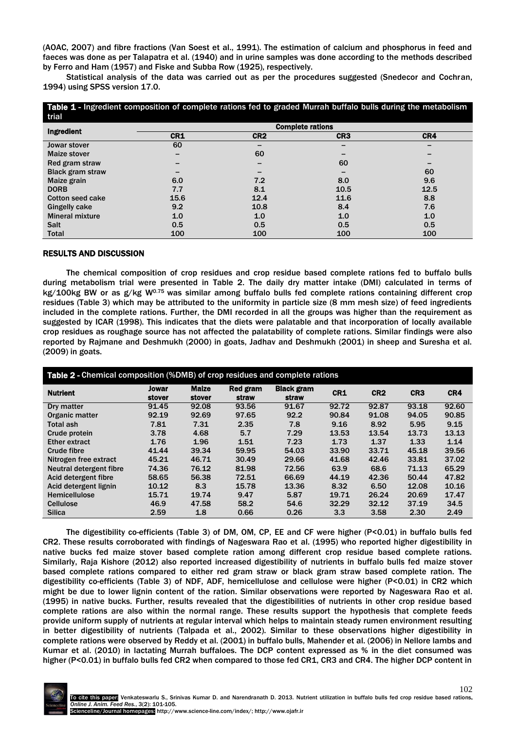(AOAC, 2007) and fibre fractions (Van Soest et al., 1991). The estimation of calcium and phosphorus in feed and faeces was done as per Talapatra et al. (1940) and in urine samples was done according to the methods described by Ferro and Ham (1957) and Fiske and Subba Row (1925), respectively.

Statistical analysis of the data was carried out as per the procedures suggested (Snedecor and Cochran, 1994) using SPSS version 17.0.

**Table 1** - Ingredient composition of complete rations fed to graded Murrah buffalo bulls during the metabolism trial

| Ingredient | Complete rations | | | |
|---|---|---|---|---|
| | CR1 | CR2 | CR3 | CR4 |
| Jowar stover | 60 | – | – | – |
| Maize stover | – | 60 | – | – |
| Red gram straw | – | – | 60 | – |
| Black gram straw | – | – | – | 60 |
| Maize grain | 6.0 | 7.2 | 8.0 | 9.6 |
| DORB | 7.7 | 8.1 | 10.5 | 12.5 |
| Cotton seed cake | 15.6 | 12.4 | 11.6 | 8.8 |
| Gingelly cake | 9.2 | 10.8 | 8.4 | 7.6 |
| Mineral mixture | 1.0 | 1.0 | 1.0 | 1.0 |
| Salt | 0.5 | 0.5 | 0.5 | 0.5 |
| Total | 100 | 100 | 100 | 100 |

## RESULTS AND DISCUSSION

The chemical composition of crop residues and crop residue based complete rations fed to buffalo bulls during metabolism trial were presented in Table 2. The daily dry matter intake (DMI) calculated in terms of kg/100kg BW or as g/kg $W^{0.75}$ was similar among buffalo bulls fed complete rations containing different crop residues (Table 3) which may be attributed to the uniformity in particle size (8 mm mesh size) of feed ingredients included in the complete rations. Further, the DMI recorded in all the groups was higher than the requirement as suggested by ICAR (1998). This indicates that the diets were palatable and that incorporation of locally available crop residues as roughage source has not affected the palatability of complete rations. Similar findings were also reported by Rajmane and Deshmukh (2000) in goats, Jadhav and Deshmukh (2001) in sheep and Suresha et al. (2009) in goats.

**Table 2** - Chemical composition (%DMB) of crop residues and complete rations

| Nutrient | Jowar stover | Maize stover | Red gram straw | Black gram straw | CR1 | CR2 | CR3 | CR4 |
|---|---|---|---|---|---|---|---|---|
| Dry matter | 91.45 | 92.08 | 93.56 | 91.67 | 92.72 | 92.87 | 93.18 | 92.60 |
| Organic matter | 92.19 | 92.69 | 97.65 | 92.2 | 90.84 | 91.08 | 94.05 | 90.85 |
| Total ash | 7.81 | 7.31 | 2.35 | 7.8 | 9.16 | 8.92 | 5.95 | 9.15 |
| Crude protein | 3.78 | 4.68 | 5.7 | 7.29 | 13.53 | 13.54 | 13.73 | 13.13 |
| Ether extract | 1.76 | 1.96 | 1.51 | 7.23 | 1.73 | 1.37 | 1.33 | 1.14 |
| Crude fibre | 41.44 | 39.34 | 59.95 | 54.03 | 33.90 | 33.71 | 45.18 | 39.56 |
| Nitrogen free extract | 45.21 | 46.71 | 30.49 | 29.66 | 41.68 | 42.46 | 33.81 | 37.02 |
| Neutral detergent fibre | 74.36 | 76.12 | 81.98 | 72.56 | 63.9 | 68.6 | 71.13 | 65.29 |
| Acid detergent fibre | 58.65 | 56.38 | 72.51 | 66.69 | 44.19 | 42.36 | 50.44 | 47.82 |
| Acid detergent lignin | 10.12 | 8.3 | 15.78 | 13.36 | 8.32 | 6.50 | 12.08 | 10.16 |
| Hemicellulose | 15.71 | 19.74 | 9.47 | 5.87 | 19.71 | 26.24 | 20.69 | 17.47 |
| Cellulose | 46.9 | 47.58 | 58.2 | 54.6 | 32.29 | 32.12 | 37.19 | 34.5 |
| Silica | 2.59 | 1.8 | 0.66 | 0.26 | 3.3 | 3.58 | 2.30 | 2.49 |

The digestibility co-efficients (Table 3) of DM, OM, CP, EE and CF were higher ($P<0.01$) in buffalo bulls fed CR2. These results corroborated with findings of Nageswara Rao et al. (1995) who reported higher digestibility in native bucks fed maize stover based complete ration among different crop residue based complete rations. Similarly, Raja Kishore (2012) also reported increased digestibility of nutrients in buffalo bulls fed maize stover based complete rations compared to either red gram straw or black gram straw based complete ration. The digestibility co-efficients (Table 3) of NDF, ADF, hemicellulose and cellulose were higher ($P<0.01$) in CR2 which might be due to lower lignin content of the ration. Similar observations were reported by Nageswara Rao et al. (1995) in native bucks. Further, results revealed that the digestibilities of nutrients in other crop residue based complete rations are also within the normal range. These results support the hypothesis that complete feeds provide uniform supply of nutrients at regular interval which helps to maintain steady rumen environment resulting in better digestibility of nutrients (Talpada et al., 2002). Similar to these observations higher digestibility in complete rations were observed by Reddy et al. (2001) in buffalo bulls, Mahender et al. (2006) in Nellore lambs and Kumar et al. (2010) in lactating Murrah buffaloes. The DCP content expressed as % in the diet consumed was higher ($P<0.01$) in buffalo bulls fed CR2 when compared to those fed CR1, CR3 and CR4. The higher DCP content in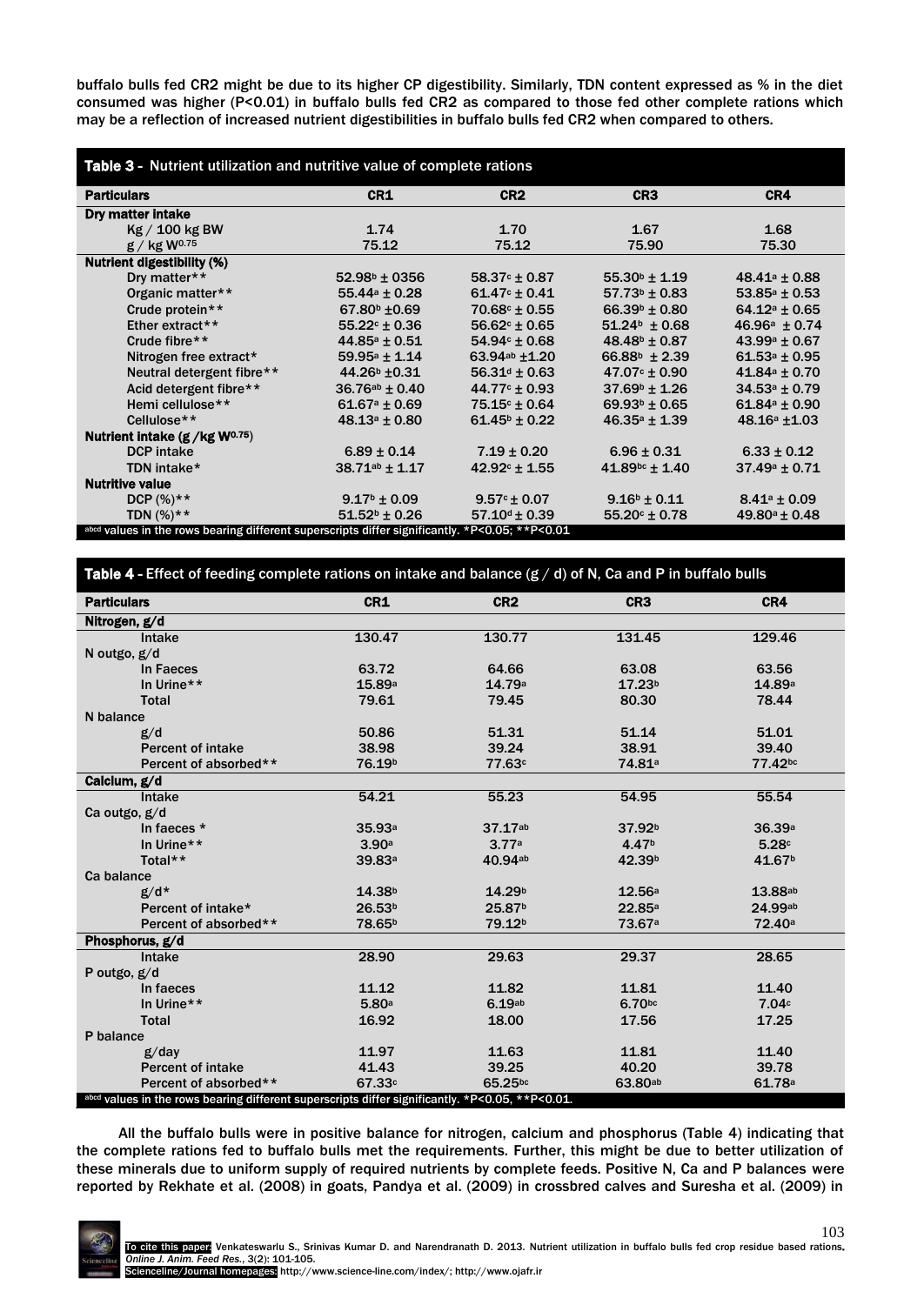buffalo bulls fed CR2 might be due to its higher CP digestibility. Similarly, TDN content expressed as % in the diet consumed was higher (P<0.01) in buffalo bulls fed CR2 as compared to those fed other complete rations which may be a reflection of increased nutrient digestibilities in buffalo bulls fed CR2 when compared to others.

**Table 3 -** Nutrient utilization and nutritive value of complete rations

| Particulars | CR1 | CR2 | CR3 | CR4 |
|---|---|---|---|---|
| **Dry matter intake** | | | | |
| Kg / 100 kg BW | 1.74 | 1.70 | 1.67 | 1.68 |
| g / kg $W^{0.75}$ | 75.12 | 75.12 | 75.90 | 75.30 |
| **Nutrient digestibility (%)** | | | | |
| Dry matter** | $52.98^{b} \pm 0356$ | $58.37^{c} \pm 0.87$ | $55.30^{b} \pm 1.19$ | $48.41^{a} \pm 0.88$ |
| Organic matter** | $55.44^{a} \pm 0.28$ | $61.47^{c} \pm 0.41$ | $57.73^{b} \pm 0.83$ | $53.85^{a} \pm 0.53$ |
| Crude protein** | $67.80^{b} \pm 0.69$ | $70.68^{c} \pm 0.55$ | $66.39^{b} \pm 0.80$ | $64.12^{a} \pm 0.65$ |
| Ether extract** | $55.22^{c} \pm 0.36$ | $56.62^{c} \pm 0.65$ | $51.24^{b} \pm 0.68$ | $46.96^{a} \pm 0.74$ |
| Crude fibre** | $44.85^{a} \pm 0.51$ | $54.94^{c} \pm 0.68$ | $48.48^{b} \pm 0.87$ | $43.99^{a} \pm 0.67$ |
| Nitrogen free extract* | $59.95^{a} \pm 1.14$ | $63.94^{ab} \pm 1.20$ | $66.88^{b} \pm 2.39$ | $61.53^{a} \pm 0.95$ |
| Neutral detergent fibre** | $44.26^{b} \pm 0.31$ | $56.31^{d} \pm 0.63$ | $47.07^{c} \pm 0.90$ | $41.84^{a} \pm 0.70$ |
| Acid detergent fibre** | $36.76^{ab} \pm 0.40$ | $44.77^{c} \pm 0.93$ | $37.69^{b} \pm 1.26$ | $34.53^{a} \pm 0.79$ |
| Hemi cellulose** | $61.67^{a} \pm 0.69$ | $75.15^{c} \pm 0.64$ | $69.93^{b} \pm 0.65$ | $61.84^{a} \pm 0.90$ |
| Cellulose** | $48.13^{a} \pm 0.80$ | $61.45^{b} \pm 0.22$ | $46.35^{a} \pm 1.39$ | $48.16^{a} \pm 1.03$ |
| **Nutrient intake (g /kg $W^{0.75}$)** | | | | |
| DCP intake | $6.89 \pm 0.14$ | $7.19 \pm 0.20$ | $6.96 \pm 0.31$ | $6.33 \pm 0.12$ |
| TDN intake* | $38.71^{ab} \pm 1.17$ | $42.92^{c} \pm 1.55$ | $41.89^{bc} \pm 1.40$ | $37.49^{a} \pm 0.71$ |
| **Nutritive value** | | | | |
| DCP (%)** | $9.17^{b} \pm 0.09$ | $9.57^{c} \pm 0.07$ | $9.16^{b} \pm 0.11$ | $8.41^{a} \pm 0.09$ |
| TDN (%)** | $51.52^{b} \pm 0.26$ | $57.10^{d} \pm 0.39$ | $55.20^{c} \pm 0.78$ | $49.80^{a} \pm 0.48$ |

abcd values in the rows bearing different superscripts differ significantly. *P<0.05; **P<0.01

**Table 4 -** Effect of feeding complete rations on intake and balance (g / d) of N, Ca and P in buffalo bulls

| Particulars | CR1 | CR2 | CR3 | CR4 |
|---|---|---|---|---|
| **Nitrogen, g/d** | | | | |
| Intake | 130.47 | 130.77 | 131.45 | 129.46 |
| N outgo, g/d | | | | |
| In Faeces | 63.72 | 64.66 | 63.08 | 63.56 |
| In Urine** | $15.89^{a}$ | $14.79^{a}$ | $17.23^{b}$ | $14.89^{a}$ |
| Total | 79.61 | 79.45 | 80.30 | 78.44 |
| N balance | | | | |
| g/d | 50.86 | 51.31 | 51.14 | 51.01 |
| Percent of intake | 38.98 | 39.24 | 38.91 | 39.40 |
| Percent of absorbed** | $76.19^{b}$ | $77.63^{c}$ | $74.81^{a}$ | $77.42^{bc}$ |
| **Calcium, g/d** | | | | |
| Intake | 54.21 | 55.23 | 54.95 | 55.54 |
| Ca outgo, g/d | | | | |
| In faeces * | $35.93^{a}$ | $37.17^{ab}$ | $37.92^{b}$ | $36.39^{a}$ |
| In Urine** | $3.90^{a}$ | $3.77^{a}$ | $4.47^{b}$ | $5.28^{c}$ |
| Total** | $39.83^{a}$ | $40.94^{ab}$ | $42.39^{b}$ | $41.67^{b}$ |
| Ca balance | | | | |
| g/d* | $14.38^{b}$ | $14.29^{b}$ | $12.56^{a}$ | $13.88^{ab}$ |
| Percent of intake* | $26.53^{b}$ | $25.87^{b}$ | $22.85^{a}$ | $24.99^{ab}$ |
| Percent of absorbed** | $78.65^{b}$ | $79.12^{b}$ | $73.67^{a}$ | $72.40^{a}$ |
| **Phosphorus, g/d** | | | | |
| Intake | 28.90 | 29.63 | 29.37 | 28.65 |
| P outgo, g/d | | | | |
| In faeces | 11.12 | 11.82 | 11.81 | 11.40 |
| In Urine** | $5.80^{a}$ | $6.19^{ab}$ | $6.70^{bc}$ | $7.04^{c}$ |
| Total | 16.92 | 18.00 | 17.56 | 17.25 |
| P balance | | | | |
| g/day | 11.97 | 11.63 | 11.81 | 11.40 |
| Percent of intake | 41.43 | 39.25 | 40.20 | 39.78 |
| Percent of absorbed** | $67.33^{c}$ | $65.25^{bc}$ | $63.80^{ab}$ | $61.78^{a}$ |

abcd values in the rows bearing different superscripts differ significantly. *P<0.05, **P<0.01.

All the buffalo bulls were in positive balance for nitrogen, calcium and phosphorus (Table 4) indicating that the complete rations fed to buffalo bulls met the requirements. Further, this might be due to better utilization of these minerals due to uniform supply of required nutrients by complete feeds. Positive N, Ca and P balances were reported by Rekhate et al. (2008) in goats, Pandya et al. (2009) in crossbred calves and Suresha et al. (2009) in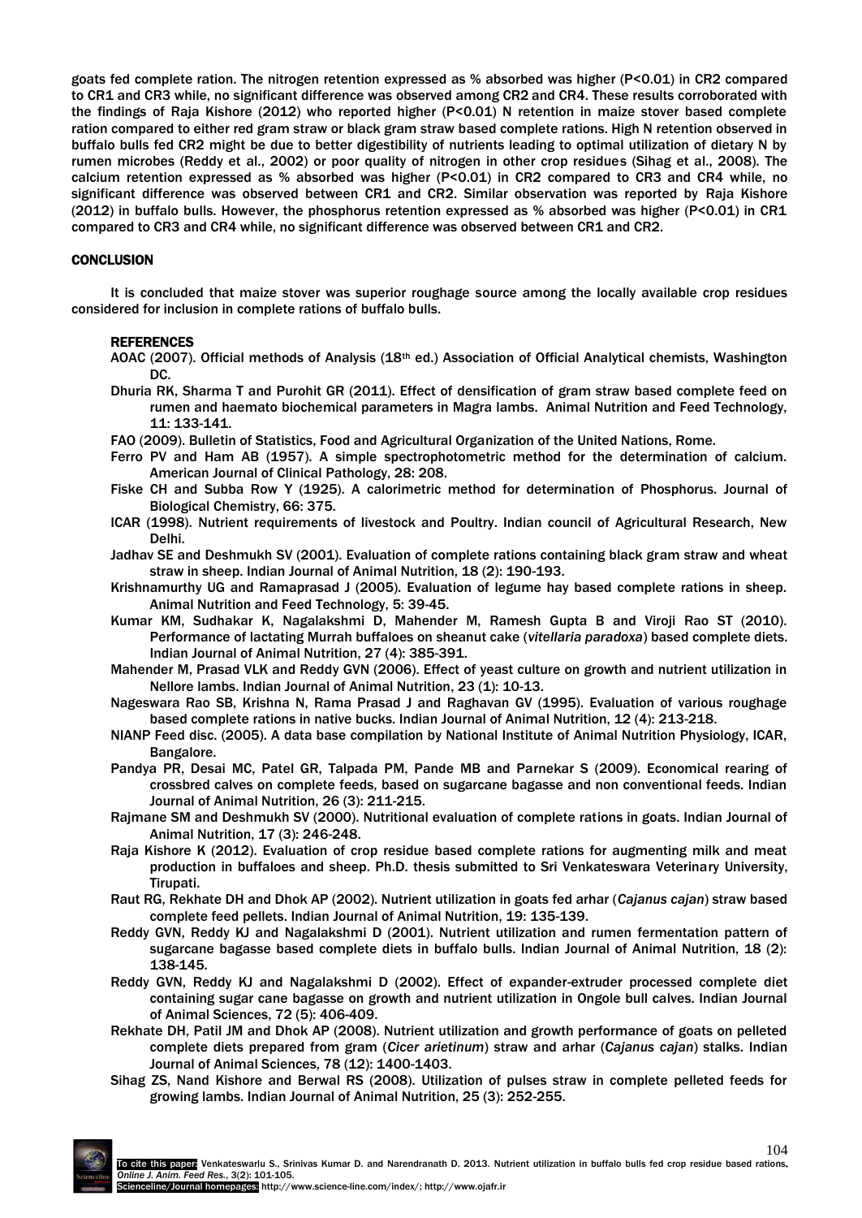goats fed complete ration. The nitrogen retention expressed as % absorbed was higher ($P<0.01$) in CR2 compared to CR1 and CR3 while, no significant difference was observed among CR2 and CR4. These results corroborated with the findings of Raja Kishore (2012) who reported higher ($P<0.01$) N retention in maize stover based complete ration compared to either red gram straw or black gram straw based complete rations. High N retention observed in buffalo bulls fed CR2 might be due to better digestibility of nutrients leading to optimal utilization of dietary N by rumen microbes (Reddy et al., 2002) or poor quality of nitrogen in other crop residues (Sihag et al., 2008). The calcium retention expressed as % absorbed was higher ($P<0.01$) in CR2 compared to CR3 and CR4 while, no significant difference was observed between CR1 and CR2. Similar observation was reported by Raja Kishore (2012) in buffalo bulls. However, the phosphorus retention expressed as % absorbed was higher ($P<0.01$) in CR1 compared to CR3 and CR4 while, no significant difference was observed between CR1 and CR2.

## CONCLUSION

It is concluded that maize stover was superior roughage source among the locally available crop residues considered for inclusion in complete rations of buffalo bulls.

## REFERENCES

AOAC (2007). Official methods of Analysis (18th ed.) Association of Official Analytical chemists, Washington DC.

Dhuria RK, Sharma T and Purohit GR (2011). Effect of densification of gram straw based complete feed on rumen and haemato biochemical parameters in Magra lambs. Animal Nutrition and Feed Technology, 11: 133-141.

FAO (2009). Bulletin of Statistics, Food and Agricultural Organization of the United Nations, Rome.

Ferro PV and Ham AB (1957). A simple spectrophotometric method for the determination of calcium. American Journal of Clinical Pathology, 28: 208.

Fiske CH and Subba Row Y (1925). A calorimetric method for determination of Phosphorus. Journal of Biological Chemistry, 66: 375.

ICAR (1998). Nutrient requirements of livestock and Poultry. Indian council of Agricultural Research, New Delhi.

Jadhav SE and Deshmukh SV (2001). Evaluation of complete rations containing black gram straw and wheat straw in sheep. Indian Journal of Animal Nutrition, 18 (2): 190-193.

Krishnamurthy UG and Ramaprasad J (2005). Evaluation of legume hay based complete rations in sheep. Animal Nutrition and Feed Technology, 5: 39-45.

Kumar KM, Sudhakar K, Nagalakshmi D, Mahender M, Ramesh Gupta B and Viroji Rao ST (2010). Performance of lactating Murrah buffaloes on sheanut cake (*vitellaria paradoxa*) based complete diets. Indian Journal of Animal Nutrition, 27 (4): 385-391.

Mahender M, Prasad VLK and Reddy GVN (2006). Effect of yeast culture on growth and nutrient utilization in Nellore lambs. Indian Journal of Animal Nutrition, 23 (1): 10-13.

Nageswara Rao SB, Krishna N, Rama Prasad J and Raghavan GV (1995). Evaluation of various roughage based complete rations in native bucks. Indian Journal of Animal Nutrition, 12 (4): 213-218.

NIANP Feed disc. (2005). A data base compilation by National Institute of Animal Nutrition Physiology, ICAR, Bangalore.

Pandya PR, Desai MC, Patel GR, Talpada PM, Pande MB and Parnekar S (2009). Economical rearing of crossbred calves on complete feeds, based on sugarcane bagasse and non conventional feeds. Indian Journal of Animal Nutrition, 26 (3): 211-215.

Rajmane SM and Deshmukh SV (2000). Nutritional evaluation of complete rations in goats. Indian Journal of Animal Nutrition, 17 (3): 246-248.

Raja Kishore K (2012). Evaluation of crop residue based complete rations for augmenting milk and meat production in buffaloes and sheep. Ph.D. thesis submitted to Sri Venkateswara Veterinary University, Tirupati.

Raut RG, Rekhate DH and Dhok AP (2002). Nutrient utilization in goats fed arhar (*Cajanus cajan*) straw based complete feed pellets. Indian Journal of Animal Nutrition, 19: 135-139.

Reddy GVN, Reddy KJ and Nagalakshmi D (2001). Nutrient utilization and rumen fermentation pattern of sugarcane bagasse based complete diets in buffalo bulls. Indian Journal of Animal Nutrition, 18 (2): 138-145.

Reddy GVN, Reddy KJ and Nagalakshmi D (2002). Effect of expander-extruder processed complete diet containing sugar cane bagasse on growth and nutrient utilization in Ongole bull calves. Indian Journal of Animal Sciences, 72 (5): 406-409.

Rekhate DH, Patil JM and Dhok AP (2008). Nutrient utilization and growth performance of goats on pelleted complete diets prepared from gram (*Cicer arietinum*) straw and arhar (*Cajanus cajan*) stalks. Indian Journal of Animal Sciences, 78 (12): 1400-1403.

Sihag ZS, Nand Kishore and Berwal RS (2008). Utilization of pulses straw in complete pelleted feeds for growing lambs. Indian Journal of Animal Nutrition, 25 (3): 252-255.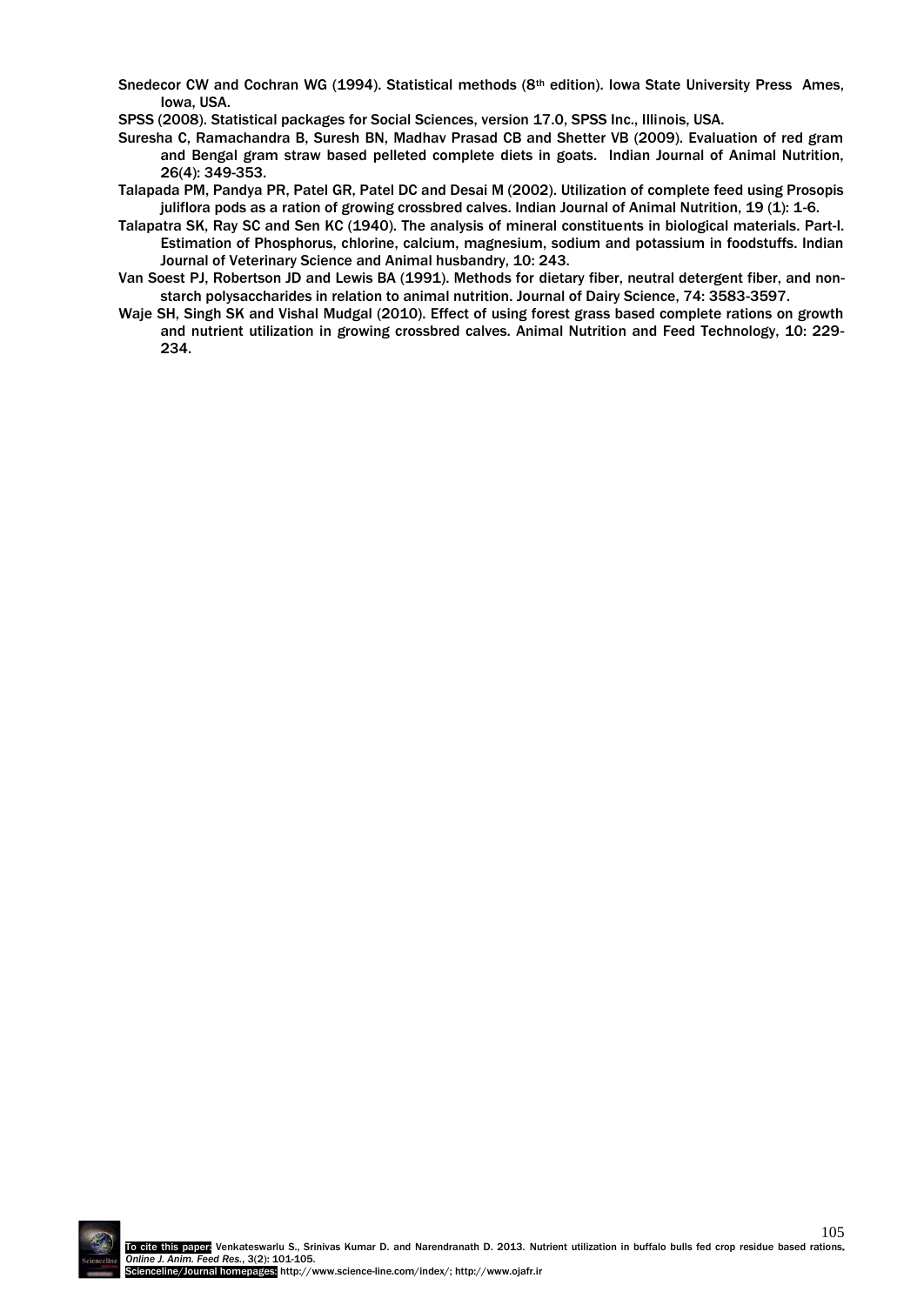Snedecor CW and Cochran WG (1994). Statistical methods (8th edition). Iowa State University Press Ames, Iowa, USA.

SPSS (2008). Statistical packages for Social Sciences, version 17.0, SPSS Inc., Illinois, USA.

Suresha C, Ramachandra B, Suresh BN, Madhav Prasad CB and Shetter VB (2009). Evaluation of red gram and Bengal gram straw based pelleted complete diets in goats. Indian Journal of Animal Nutrition, 26(4): 349-353.

Talapada PM, Pandya PR, Patel GR, Patel DC and Desai M (2002). Utilization of complete feed using Prosopis juliflora pods as a ration of growing crossbred calves. Indian Journal of Animal Nutrition, 19 (1): 1-6.

Talapatra SK, Ray SC and Sen KC (1940). The analysis of mineral constituents in biological materials. Part-I. Estimation of Phosphorus, chlorine, calcium, magnesium, sodium and potassium in foodstuffs. Indian Journal of Veterinary Science and Animal husbandry, 10: 243.

Van Soest PJ, Robertson JD and Lewis BA (1991). Methods for dietary fiber, neutral detergent fiber, and non-starch polysaccharides in relation to animal nutrition. Journal of Dairy Science, 74: 3583-3597.

Waje SH, Singh SK and Vishal Mudgal (2010). Effect of using forest grass based complete rations on growth and nutrient utilization in growing crossbred calves. Animal Nutrition and Feed Technology, 10: 229-234.